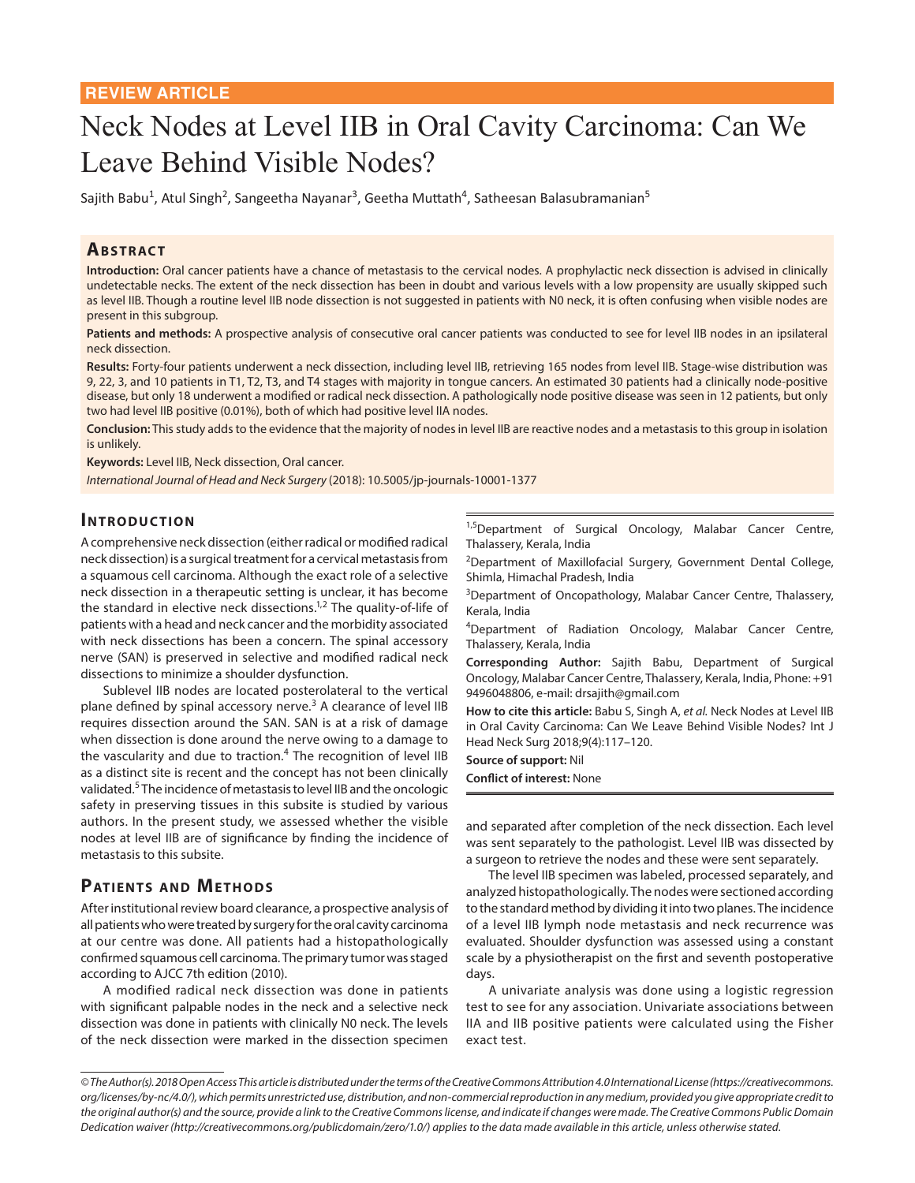REVIEW ARTICLE

# Neck Nodes at Level IIB in Oral Cavity Carcinoma: Can We Leave Behind Visible Nodes?

Sajith Babu[1], Atul Singh[2], Sangeetha Nayanar[3], Geetha Muttath[4], Satheesan Balasubramanian[5]

## Abstract

**Introduction:** Oral cancer patients have a chance of metastasis to the cervical nodes. A prophylactic neck dissection is advised in clinically undetectable necks. The extent of the neck dissection has been in doubt and various levels with a low propensity are usually skipped such as level IIB. Though a routine level IIB node dissection is not suggested in patients with N0 neck, it is often confusing when visible nodes are present in this subgroup.

**Patients and methods:** A prospective analysis of consecutive oral cancer patients was conducted to see for level IIB nodes in an ipsilateral neck dissection.

**Results:** Forty-four patients underwent a neck dissection, including level IIB, retrieving 165 nodes from level IIB. Stage-wise distribution was 9, 22, 3, and 10 patients in T1, T2, T3, and T4 stages with majority in tongue cancers. An estimated 30 patients had a clinically node-positive disease, but only 18 underwent a modified or radical neck dissection. A pathologically node positive disease was seen in 12 patients, but only two had level IIB positive (0.01%), both of which had positive level IIA nodes.

**Conclusion:** This study adds to the evidence that the majority of nodes in level IIB are reactive nodes and a metastasis to this group in isolation is unlikely.

**Keywords:** Level IIB, Neck dissection, Oral cancer.

*International Journal of Head and Neck Surgery* (2018): 10.5005/jp-journals-10001-1377

## Introduction

A comprehensive neck dissection (either radical or modified radical neck dissection) is a surgical treatment for a cervical metastasis from a squamous cell carcinoma. Although the exact role of a selective neck dissection in a therapeutic setting is unclear, it has become the standard in elective neck dissections.[1,2] The quality-of-life of patients with a head and neck cancer and the morbidity associated with neck dissections has been a concern. The spinal accessory nerve (SAN) is preserved in selective and modified radical neck dissections to minimize a shoulder dysfunction.

Sublevel IIB nodes are located posterolateral to the vertical plane defined by spinal accessory nerve.[3] A clearance of level IIB requires dissection around the SAN. SAN is at a risk of damage when dissection is done around the nerve owing to a damage to the vascularity and due to traction.[4] The recognition of level IIB as a distinct site is recent and the concept has not been clinically validated.[5] The incidence of metastasis to level IIB and the oncologic safety in preserving tissues in this subsite is studied by various authors. In the present study, we assessed whether the visible nodes at level IIB are of significance by finding the incidence of metastasis to this subsite.

## Patients and Methods

After institutional review board clearance, a prospective analysis of all patients who were treated by surgery for the oral cavity carcinoma at our centre was done. All patients had a histopathologically confirmed squamous cell carcinoma. The primary tumor was staged according to AJCC 7th edition (2010).

A modified radical neck dissection was done in patients with significant palpable nodes in the neck and a selective neck dissection was done in patients with clinically N0 neck. The levels of the neck dissection were marked in the dissection specimen and separated after completion of the neck dissection. Each level was sent separately to the pathologist. Level IIB was dissected by a surgeon to retrieve the nodes and these were sent separately.

The level IIB specimen was labeled, processed separately, and analyzed histopathologically. The nodes were sectioned according to the standard method by dividing it into two planes. The incidence of a level IIB lymph node metastasis and neck recurrence was evaluated. Shoulder dysfunction was assessed using a constant scale by a physiotherapist on the first and seventh postoperative days.

A univariate analysis was done using a logistic regression test to see for any association. Univariate associations between IIA and IIB positive patients were calculated using the Fisher exact test.

[1,5]Department of Surgical Oncology, Malabar Cancer Centre, Thalassery, Kerala, India

[2]Department of Maxillofacial Surgery, Government Dental College, Shimla, Himachal Pradesh, India

[3]Department of Oncopathology, Malabar Cancer Centre, Thalassery, Kerala, India

[4]Department of Radiation Oncology, Malabar Cancer Centre, Thalassery, Kerala, India

**Corresponding Author:** Sajith Babu, Department of Surgical Oncology, Malabar Cancer Centre, Thalassery, Kerala, India, Phone: +91 9496048806, e-mail: drsajith@gmail.com

**How to cite this article:** Babu S, Singh A, *et al.* Neck Nodes at Level IIB in Oral Cavity Carcinoma: Can We Leave Behind Visible Nodes? Int J Head Neck Surg 2018;9(4):117–120.

**Source of support:** Nil

**Conflict of interest:** None

*© The Author(s). 2018 Open Access This article is distributed under the terms of the Creative Commons Attribution 4.0 International License (https://creativecommons.org/licenses/by-nc/4.0/), which permits unrestricted use, distribution, and non-commercial reproduction in any medium, provided you give appropriate credit to the original author(s) and the source, provide a link to the Creative Commons license, and indicate if changes were made. The Creative Commons Public Domain Dedication waiver (http://creativecommons.org/publicdomain/zero/1.0/) applies to the data made available in this article, unless otherwise stated.*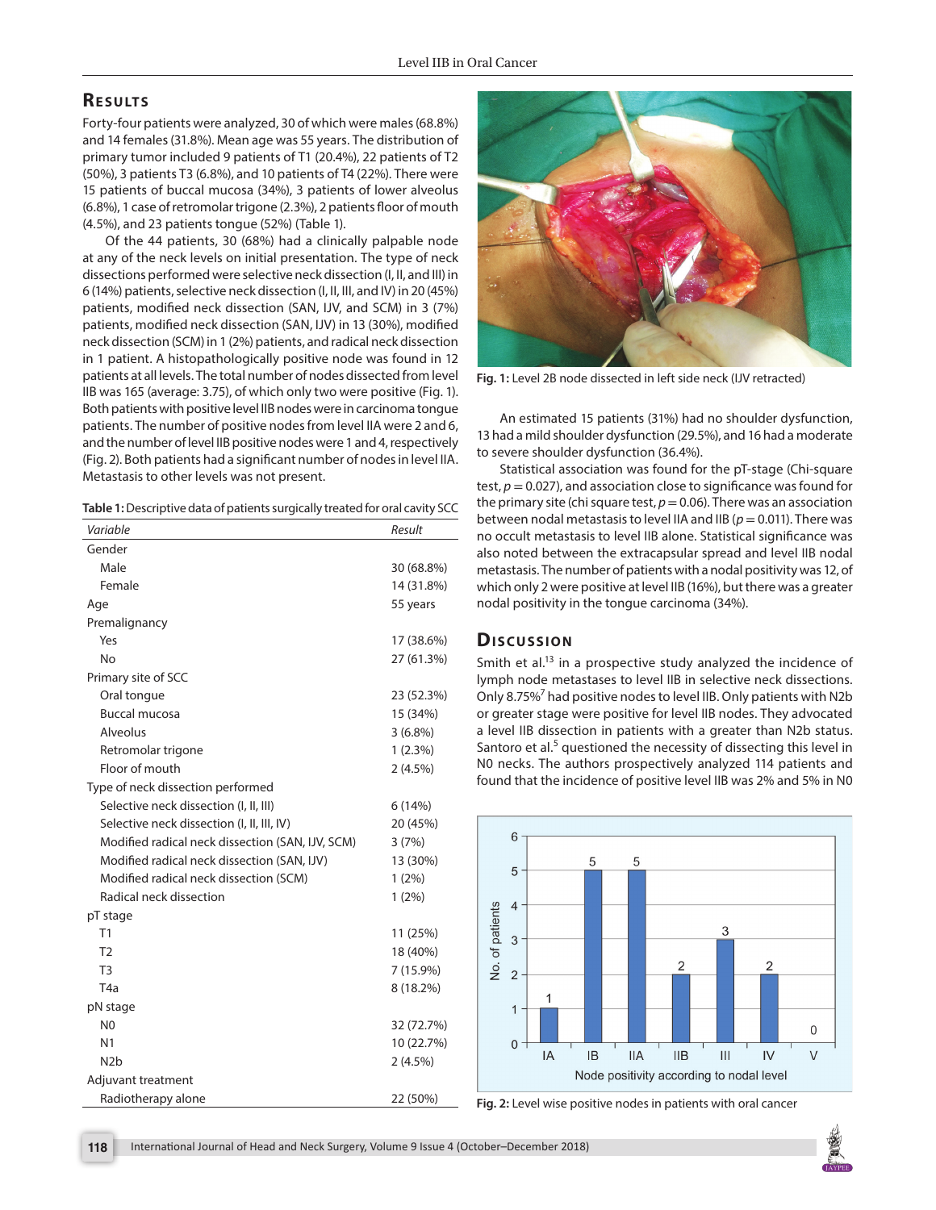## Results

Forty-four patients were analyzed, 30 of which were males (68.8%) and 14 females (31.8%). Mean age was 55 years. The distribution of primary tumor included 9 patients of T1 (20.4%), 22 patients of T2 (50%), 3 patients T3 (6.8%), and 10 patients of T4 (22%). There were 15 patients of buccal mucosa (34%), 3 patients of lower alveolus (6.8%), 1 case of retromolar trigone (2.3%), 2 patients floor of mouth (4.5%), and 23 patients tongue (52%) (Table 1).

Of the 44 patients, 30 (68%) had a clinically palpable node at any of the neck levels on initial presentation. The type of neck dissections performed were selective neck dissection (I, II, and III) in 6 (14%) patients, selective neck dissection (I, II, III, and IV) in 20 (45%) patients, modified neck dissection (SAN, IJV, and SCM) in 3 (7%) patients, modified neck dissection (SAN, IJV) in 13 (30%), modified neck dissection (SCM) in 1 (2%) patients, and radical neck dissection in 1 patient. A histopathologically positive node was found in 12 patients at all levels. The total number of nodes dissected from level IIB was 165 (average: 3.75), of which only two were positive (Fig. 1). Both patients with positive level IIB nodes were in carcinoma tongue patients. The number of positive nodes from level IIA were 2 and 6, and the number of level IIB positive nodes were 1 and 4, respectively (Fig. 2). Both patients had a significant number of nodes in level IIA. Metastasis to other levels was not present.

**Table 1:** Descriptive data of patients surgically treated for oral cavity SCC

| *Variable* | *Result* |
|---|---|
| Gender | |
| Male | 30 (68.8%) |
| Female | 14 (31.8%) |
| Age | 55 years |
| Premalignancy | |
| Yes | 17 (38.6%) |
| No | 27 (61.3%) |
| Primary site of SCC | |
| Oral tongue | 23 (52.3%) |
| Buccal mucosa | 15 (34%) |
| Alveolus | 3 (6.8%) |
| Retromolar trigone | 1 (2.3%) |
| Floor of mouth | 2 (4.5%) |
| Type of neck dissection performed | |
| Selective neck dissection (I, II, III) | 6 (14%) |
| Selective neck dissection (I, II, III, IV) | 20 (45%) |
| Modified radical neck dissection (SAN, IJV, SCM) | 3 (7%) |
| Modified radical neck dissection (SAN, IJV) | 13 (30%) |
| Modified radical neck dissection (SCM) | 1 (2%) |
| Radical neck dissection | 1 (2%) |
| pT stage | |
| T1 | 11 (25%) |
| T2 | 18 (40%) |
| T3 | 7 (15.9%) |
| T4a | 8 (18.2%) |
| pN stage | |
| N0 | 32 (72.7%) |
| N1 | 10 (22.7%) |
| N2b | 2 (4.5%) |
| Adjuvant treatment | |
| Radiotherapy alone | 22 (50%) |

**Fig. 1:** Level 2B node dissected in left side neck (IJV retracted)

An estimated 15 patients (31%) had no shoulder dysfunction, 13 had a mild shoulder dysfunction (29.5%), and 16 had a moderate to severe shoulder dysfunction (36.4%).

Statistical association was found for the pT-stage (Chi-square test, $p = 0.027$), and association close to significance was found for the primary site (chi square test, $p = 0.06$). There was an association between nodal metastasis to level IIA and IIB ($p = 0.011$). There was no occult metastasis to level IIB alone. Statistical significance was also noted between the extracapsular spread and level IIB nodal metastasis. The number of patients with a nodal positivity was 12, of which only 2 were positive at level IIB (16%), but there was a greater nodal positivity in the tongue carcinoma (34%).

## Discussion

Smith et al.[13] in a prospective study analyzed the incidence of lymph node metastases to level IIB in selective neck dissections. Only 8.75%[7] had positive nodes to level IIB. Only patients with N2b or greater stage were positive for level IIB nodes. They advocated a level IIB dissection in patients with a greater than N2b status. Santoro et al.[5] questioned the necessity of dissecting this level in N0 necks. The authors prospectively analyzed 114 patients and found that the incidence of positive level IIB was 2% and 5% in N0

**Fig. 2:** Level wise positive nodes in patients with oral cancer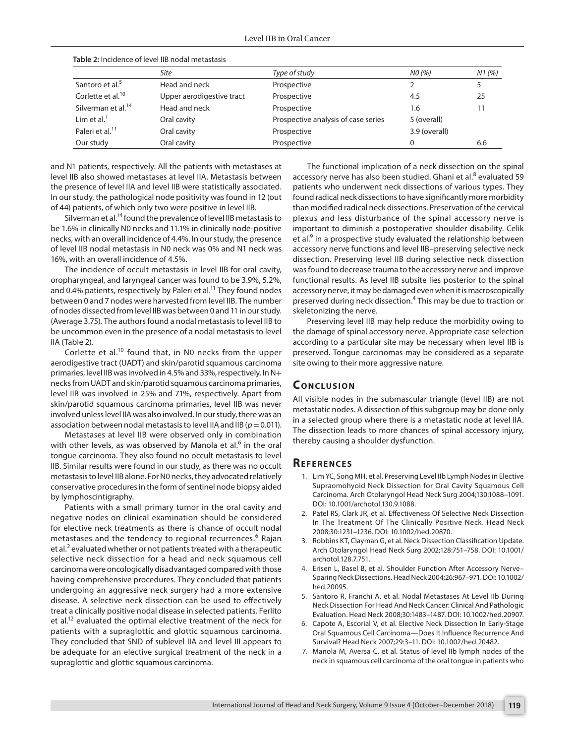**Table 2:** Incidence of level IIB nodal metastasis

| | *Site* | *Type of study* | *N0 (%)* | *N1 (%)* |
|---|---|---|---|---|
| Santoro et al.[5] | Head and neck | Prospective | 2 | 5 |
| Corlette et al.[10] | Upper aerodigestive tract | Prospective | 4.5 | 25 |
| Silverman et al.[14] | Head and neck | Prospective | 1.6 | 11 |
| Lim et al.[1] | Oral cavity | Prospective analysis of case series | 5 (overall) | |
| Paleri et al.[11] | Oral cavity | Prospective | 3.9 (overall) | |
| Our study | Oral cavity | Prospective | 0 | 6.6 |

and N1 patients, respectively. All the patients with metastases at level IIB also showed metastases at level IIA. Metastasis between the presence of level IIA and level IIB were statistically associated. In our study, the pathological node positivity was found in 12 (out of 44) patients, of which only two were positive in level IIB.

Silverman et al.[14] found the prevalence of level IIB metastasis to be 1.6% in clinically N0 necks and 11.1% in clinically node-positive necks, with an overall incidence of 4.4%. In our study, the presence of level IIB nodal metastasis in N0 neck was 0% and N1 neck was 16%, with an overall incidence of 4.5%.

The incidence of occult metastasis in level IIB for oral cavity, oropharyngeal, and laryngeal cancer was found to be 3.9%, 5.2%, and 0.4% patients, respectively by Paleri et al.[11] They found nodes between 0 and 7 nodes were harvested from level IIB. The number of nodes dissected from level IIB was between 0 and 11 in our study. (Average 3.75). The authors found a nodal metastasis to level IIB to be uncommon even in the presence of a nodal metastasis to level IIA (Table 2).

Corlette et al.[10] found that, in N0 necks from the upper aerodigestive tract (UADT) and skin/parotid squamous carcinoma primaries, level IIB was involved in 4.5% and 33%, respectively. In N+ necks from UADT and skin/parotid squamous carcinoma primaries, level IIB was involved in 25% and 71%, respectively. Apart from skin/parotid squamous carcinoma primaries, level IIB was never involved unless level IIA was also involved. In our study, there was an association between nodal metastasis to level IIA and IIB ($p = 0.011$).

Metastases at level IIB were observed only in combination with other levels, as was observed by Manola et al.[6] in the oral tongue carcinoma. They also found no occult metastasis to level IIB. Similar results were found in our study, as there was no occult metastasis to level IIB alone. For N0 necks, they advocated relatively conservative procedures in the form of sentinel node biopsy aided by lymphoscintigraphy.

Patients with a small primary tumor in the oral cavity and negative nodes on clinical examination should be considered for elective neck treatments as there is chance of occult nodal metastases and the tendency to regional recurrences.[6] Rajan et al.[2] evaluated whether or not patients treated with a therapeutic selective neck dissection for a head and neck squamous cell carcinoma were oncologically disadvantaged compared with those having comprehensive procedures. They concluded that patients undergoing an aggressive neck surgery had a more extensive disease. A selective neck dissection can be used to effectively treat a clinically positive nodal disease in selected patients. Ferlito et al.[12] evaluated the optimal elective treatment of the neck for patients with a supraglottic and glottic squamous carcinoma. They concluded that SND of sublevel IIA and level III appears to be adequate for an elective surgical treatment of the neck in a supraglottic and glottic squamous carcinoma.

The functional implication of a neck dissection on the spinal accessory nerve has also been studied. Ghani et al.[8] evaluated 59 patients who underwent neck dissections of various types. They found radical neck dissections to have significantly more morbidity than modified radical neck dissections. Preservation of the cervical plexus and less disturbance of the spinal accessory nerve is important to diminish a postoperative shoulder disability. Celik et al.[9] in a prospective study evaluated the relationship between accessory nerve functions and level IIB–preserving selective neck dissection. Preserving level IIB during selective neck dissection was found to decrease trauma to the accessory nerve and improve functional results. As level IIB subsite lies posterior to the spinal accessory nerve, it may be damaged even when it is macroscopically preserved during neck dissection.[4] This may be due to traction or skeletonizing the nerve.

Preserving level IIB may help reduce the morbidity owing to the damage of spinal accessory nerve. Appropriate case selection according to a particular site may be necessary when level IIB is preserved. Tongue carcinomas may be considered as a separate site owing to their more aggressive nature.

## Conclusion

All visible nodes in the submascular triangle (level IIB) are not metastatic nodes. A dissection of this subgroup may be done only in a selected group where there is a metastatic node at level IIA. The dissection leads to more chances of spinal accessory injury, thereby causing a shoulder dysfunction.

## References

1. Lim YC, Song MH, et al. Preserving Level IIb Lymph Nodes in Elective Supraomohyoid Neck Dissection for Oral Cavity Squamous Cell Carcinoma. Arch Otolaryngol Head Neck Surg 2004;130:1088–1091. DOI: 10.1001/archotol.130.9.1088.
2. Patel RS, Clark JR, et al. Effectiveness Of Selective Neck Dissection In The Treatment Of The Clinically Positive Neck. Head Neck 2008;30:1231–1236. DOI: 10.1002/hed.20870.
3. Robbins KT, Clayman G, et al. Neck Dissection Classification Update. Arch Otolaryngol Head Neck Surg 2002;128:751–758. DOI: 10.1001/archotol.128.7.751.
4. Erisen L, Basel B, et al. Shoulder Function After Accessory Nerve–Sparing Neck Dissections. Head Neck 2004;26:967–971. DOI: 10.1002/hed.20095.
5. Santoro R, Franchi A, et al. Nodal Metastases At Level IIb During Neck Dissection For Head And Neck Cancer: Clinical And Pathologic Evaluation. Head Neck 2008;30:1483–1487. DOI: 10.1002/hed.20907.
6. Capote A, Escorial V, et al. Elective Neck Dissection In Early-Stage Oral Squamous Cell Carcinoma—Does It Influence Recurrence And Survival? Head Neck 2007;29:3–11. DOI: 10.1002/hed.20482.
7. Manola M, Aversa C, et al. Status of level IIb lymph nodes of the neck in squamous cell carcinoma of the oral tongue in patients who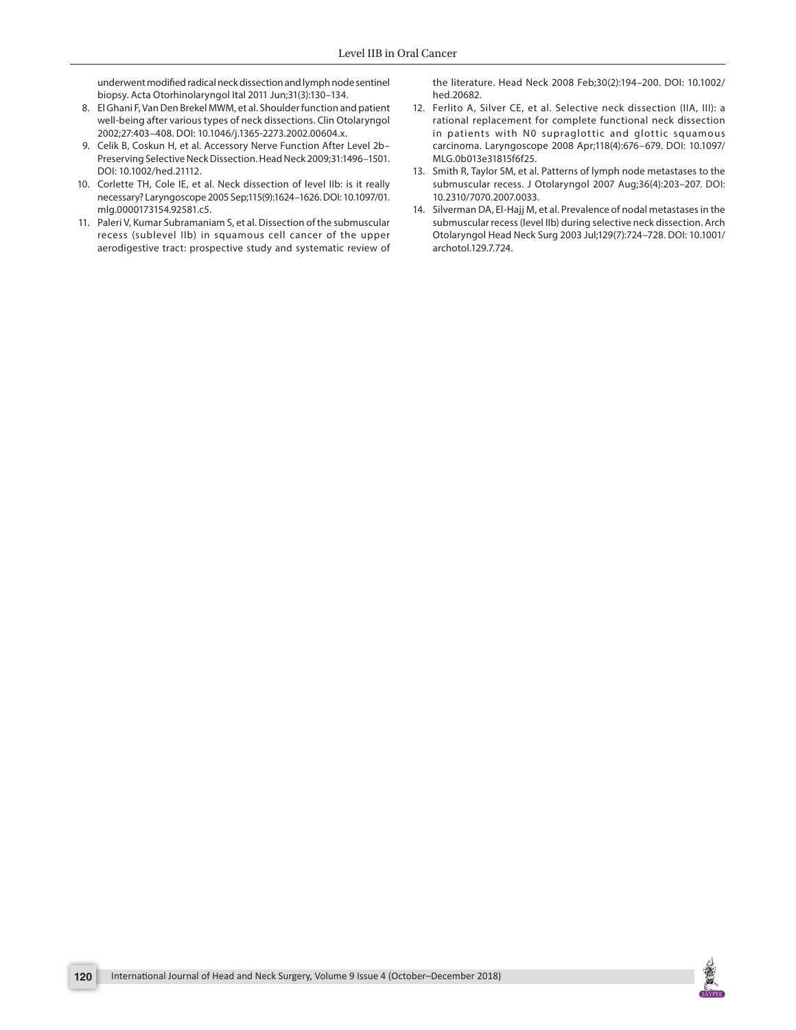underwent modified radical neck dissection and lymph node sentinel biopsy. Acta Otorhinolaryngol Ital 2011 Jun;31(3):130–134.

8. El Ghani F, Van Den Brekel MWM, et al. Shoulder function and patient well-being after various types of neck dissections. Clin Otolaryngol 2002;27:403–408. DOI: 10.1046/j.1365-2273.2002.00604.x.
9. Celik B, Coskun H, et al. Accessory Nerve Function After Level 2b–Preserving Selective Neck Dissection. Head Neck 2009;31:1496–1501. DOI: 10.1002/hed.21112.
10. Corlette TH, Cole IE, et al. Neck dissection of level IIb: is it really necessary? Laryngoscope 2005 Sep;115(9):1624–1626. DOI: 10.1097/01.mlg.0000173154.92581.c5.
11. Paleri V, Kumar Subramaniam S, et al. Dissection of the submuscular recess (sublevel IIb) in squamous cell cancer of the upper aerodigestive tract: prospective study and systematic review of the literature. Head Neck 2008 Feb;30(2):194–200. DOI: 10.1002/hed.20682.
12. Ferlito A, Silver CE, et al. Selective neck dissection (IIA, III): a rational replacement for complete functional neck dissection in patients with N0 supraglottic and glottic squamous carcinoma. Laryngoscope 2008 Apr;118(4):676–679. DOI: 10.1097/MLG.0b013e31815f6f25.
13. Smith R, Taylor SM, et al. Patterns of lymph node metastases to the submuscular recess. J Otolaryngol 2007 Aug;36(4):203–207. DOI: 10.2310/7070.2007.0033.
14. Silverman DA, El-Hajj M, et al. Prevalence of nodal metastases in the submuscular recess (level IIb) during selective neck dissection. Arch Otolaryngol Head Neck Surg 2003 Jul;129(7):724–728. DOI: 10.1001/archotol.129.7.724.